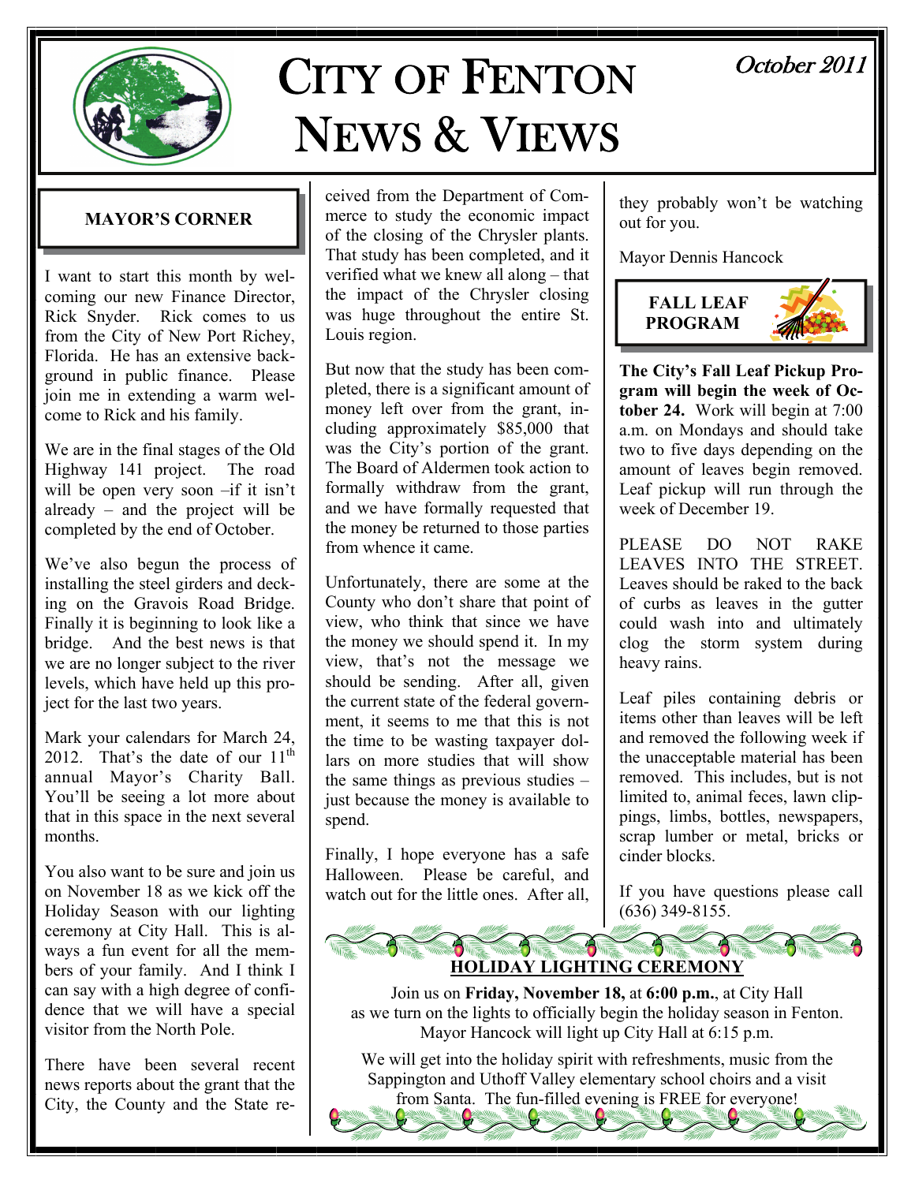# CITY OF FENTON NEWS & VIEWS

*October 2011*

## MAYOR'S CORNER

I want to start this month by welcoming our new Finance Director, Rick Snyder. Rick comes to us from the City of New Port Richey, Florida. He has an extensive background in public finance. Please join me in extending a warm welcome to Rick and his family.

We are in the final stages of the Old Highway 141 project. The road will be open very soon –if it isn't already – and the project will be completed by the end of October.

We've also begun the process of installing the steel girders and decking on the Gravois Road Bridge. Finally it is beginning to look like a bridge. And the best news is that we are no longer subject to the river levels, which have held up this project for the last two years.

Mark your calendars for March 24, 2012. That's the date of our 11th annual Mayor's Charity Ball. You'll be seeing a lot more about that in this space in the next several months.

You also want to be sure and join us on November 18 as we kick off the Holiday Season with our lighting ceremony at City Hall. This is always a fun event for all the members of your family. And I think I can say with a high degree of confidence that we will have a special visitor from the North Pole.

There have been several recent news reports about the grant that the City, the County and the State received from the Department of Commerce to study the economic impact of the closing of the Chrysler plants. That study has been completed, and it verified what we knew all along – that the impact of the Chrysler closing was huge throughout the entire St. Louis region.

But now that the study has been completed, there is a significant amount of money left over from the grant, including approximately $85,000 that was the City's portion of the grant. The Board of Aldermen took action to formally withdraw from the grant, and we have formally requested that the money be returned to those parties from whence it came.

Unfortunately, there are some at the County who don't share that point of view, who think that since we have the money we should spend it. In my view, that's not the message we should be sending. After all, given the current state of the federal government, it seems to me that this is not the time to be wasting taxpayer dollars on more studies that will show the same things as previous studies – just because the money is available to spend.

Finally, I hope everyone has a safe Halloween. Please be careful, and watch out for the little ones. After all, they probably won't be watching out for you.

Mayor Dennis Hancock

## FALL LEAF PROGRAM

**The City's Fall Leaf Pickup Program will begin the week of October 24.** Work will begin at 7:00 a.m. on Mondays and should take two to five days depending on the amount of leaves begin removed. Leaf pickup will run through the week of December 19.

PLEASE DO NOT RAKE LEAVES INTO THE STREET. Leaves should be raked to the back of curbs as leaves in the gutter could wash into and ultimately clog the storm system during heavy rains.

Leaf piles containing debris or items other than leaves will be left and removed the following week if the unacceptable material has been removed. This includes, but is not limited to, animal feces, lawn clippings, limbs, bottles, newspapers, scrap lumber or metal, bricks or cinder blocks.

If you have questions please call (636) 349-8155.

## HOLIDAY LIGHTING CEREMONY

Join us on **Friday, November 18,** at **6:00 p.m.**, at City Hall as we turn on the lights to officially begin the holiday season in Fenton. Mayor Hancock will light up City Hall at 6:15 p.m.

We will get into the holiday spirit with refreshments, music from the Sappington and Uthoff Valley elementary school choirs and a visit from Santa. The fun-filled evening is FREE for everyone!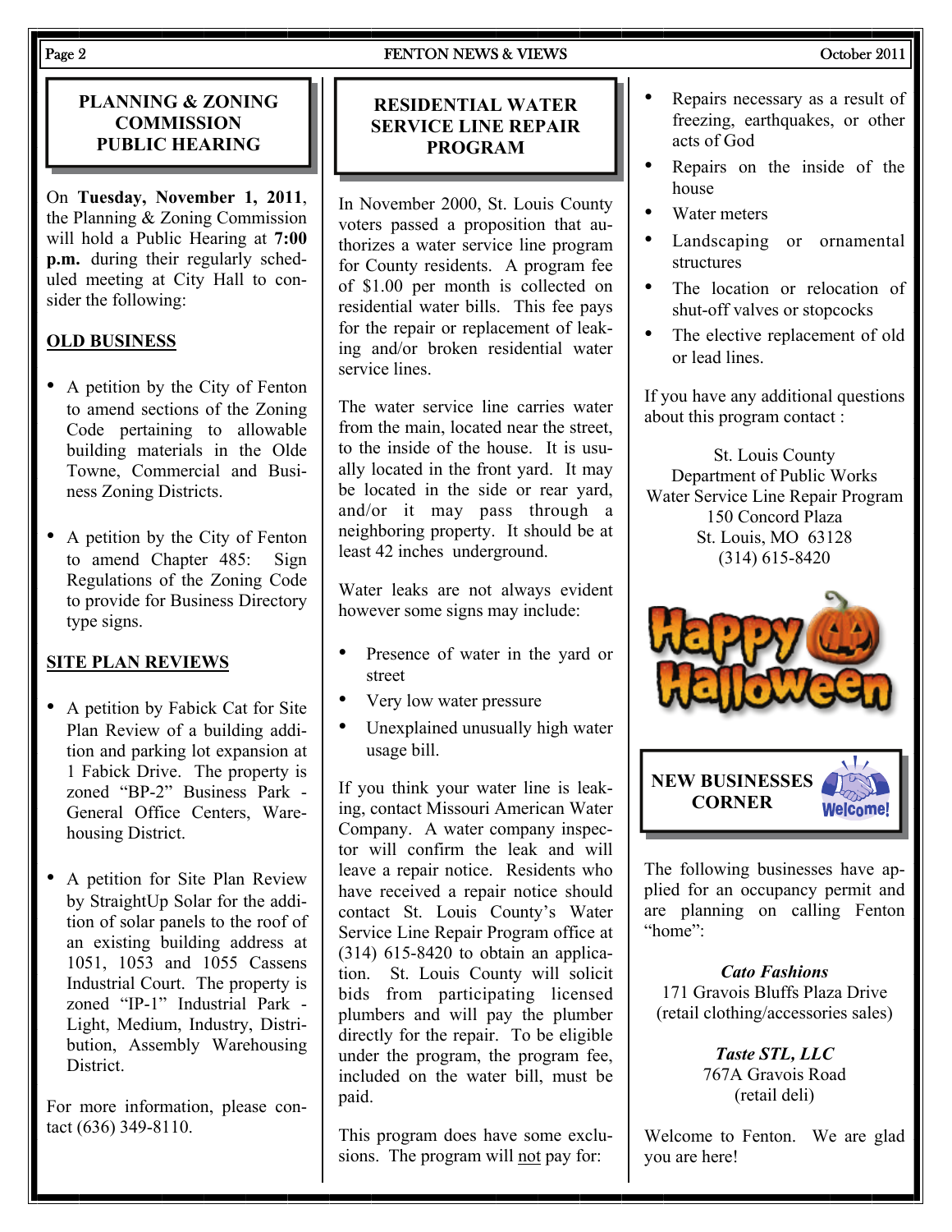## PLANNING & ZONING COMMISSION PUBLIC HEARING

On **Tuesday, November 1, 2011**, the Planning & Zoning Commission will hold a Public Hearing at **7:00 p.m.** during their regularly scheduled meeting at City Hall to consider the following:

**OLD BUSINESS**

- A petition by the City of Fenton to amend sections of the Zoning Code pertaining to allowable building materials in the Olde Towne, Commercial and Business Zoning Districts.
- A petition by the City of Fenton to amend Chapter 485: Sign Regulations of the Zoning Code to provide for Business Directory type signs.

**SITE PLAN REVIEWS**

- A petition by Fabick Cat for Site Plan Review of a building addition and parking lot expansion at 1 Fabick Drive. The property is zoned "BP-2" Business Park - General Office Centers, Warehousing District.
- A petition for Site Plan Review by StraightUp Solar for the addition of solar panels to the roof of an existing building address at 1051, 1053 and 1055 Cassens Industrial Court. The property is zoned "IP-1" Industrial Park - Light, Medium, Industry, Distribution, Assembly Warehousing District.

For more information, please contact (636) 349-8110.

## RESIDENTIAL WATER SERVICE LINE REPAIR PROGRAM

In November 2000, St. Louis County voters passed a proposition that authorizes a water service line program for County residents. A program fee of $1.00 per month is collected on residential water bills. This fee pays for the repair or replacement of leaking and/or broken residential water service lines.

The water service line carries water from the main, located near the street, to the inside of the house. It is usually located in the front yard. It may be located in the side or rear yard, and/or it may pass through a neighboring property. It should be at least 42 inches underground.

Water leaks are not always evident however some signs may include:

- Presence of water in the yard or street
- Very low water pressure
- Unexplained unusually high water usage bill.

If you think your water line is leaking, contact Missouri American Water Company. A water company inspector will confirm the leak and will leave a repair notice. Residents who have received a repair notice should contact St. Louis County's Water Service Line Repair Program office at (314) 615-8420 to obtain an application. St. Louis County will solicit bids from participating licensed plumbers and will pay the plumber directly for the repair. To be eligible under the program, the program fee, included on the water bill, must be paid.

This program does have some exclusions. The program will not pay for:

- Repairs necessary as a result of freezing, earthquakes, or other acts of God
- Repairs on the inside of the house
- Water meters
- Landscaping or ornamental structures
- The location or relocation of shut-off valves or stopcocks
- The elective replacement of old or lead lines.

If you have any additional questions about this program contact :

St. Louis County
Department of Public Works
Water Service Line Repair Program
150 Concord Plaza
St. Louis, MO 63128
(314) 615-8420

Happy Halloween

## NEW BUSINESSES CORNER

The following businesses have applied for an occupancy permit and are planning on calling Fenton "home":

***Cato Fashions***
171 Gravois Bluffs Plaza Drive
(retail clothing/accessories sales)

***Taste STL, LLC***
767A Gravois Road
(retail deli)

Welcome to Fenton. We are glad you are here!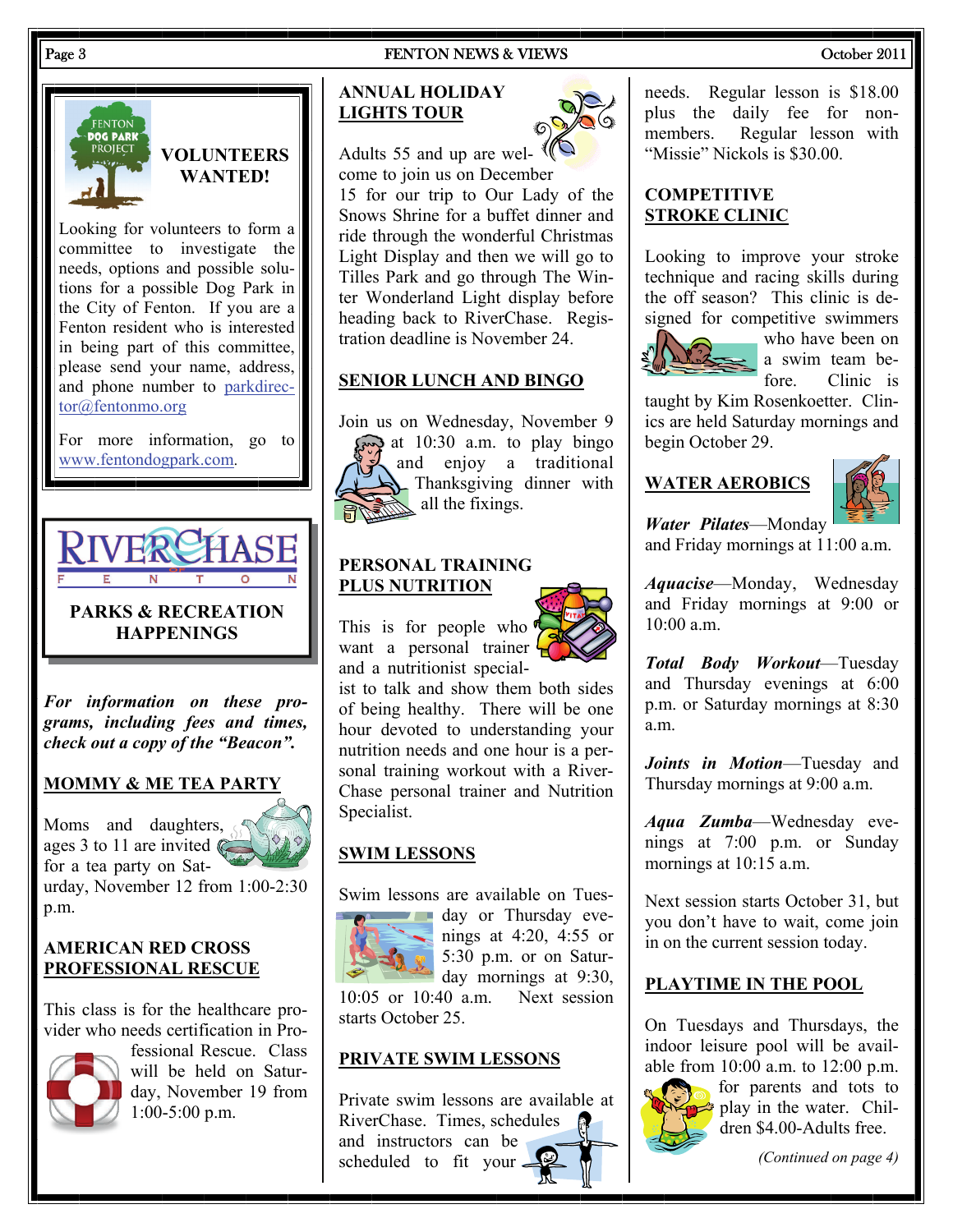## VOLUNTEERS WANTED!

Looking for volunteers to form a committee to investigate the needs, options and possible solutions for a possible Dog Park in the City of Fenton. If you are a Fenton resident who is interested in being part of this committee, please send your name, address, and phone number to parkdirector@fentonmo.org

For more information, go to www.fentondogpark.com.

## RIVERCHASE OF FENTON PARKS & RECREATION HAPPENINGS

***For information on these programs, including fees and times, check out a copy of the "Beacon".***

### MOMMY & ME TEA PARTY

Moms and daughters, ages 3 to 11 are invited for a tea party on Saturday, November 12 from 1:00-2:30 p.m.

### AMERICAN RED CROSS PROFESSIONAL RESCUE

This class is for the healthcare provider who needs certification in Professional Rescue. Class will be held on Saturday, November 19 from 1:00-5:00 p.m.

### ANNUAL HOLIDAY LIGHTS TOUR

Adults 55 and up are welcome to join us on December 15 for our trip to Our Lady of the Snows Shrine for a buffet dinner and ride through the wonderful Christmas Light Display and then we will go to Tilles Park and go through The Winter Wonderland Light display before heading back to RiverChase. Registration deadline is November 24.

### SENIOR LUNCH AND BINGO

Join us on Wednesday, November 9 at 10:30 a.m. to play bingo and enjoy a traditional Thanksgiving dinner with all the fixings.

### PERSONAL TRAINING PLUS NUTRITION

This is for people who want a personal trainer and a nutritionist specialist to talk and show them both sides of being healthy. There will be one hour devoted to understanding your nutrition needs and one hour is a personal training workout with a RiverChase personal trainer and Nutrition Specialist.

### SWIM LESSONS

Swim lessons are available on Tuesday or Thursday evenings at 4:20, 4:55 or 5:30 p.m. or on Saturday mornings at 9:30, 10:05 or 10:40 a.m. Next session starts October 25.

### PRIVATE SWIM LESSONS

Private swim lessons are available at RiverChase. Times, schedules and instructors can be scheduled to fit your needs. Regular lesson is $18.00 plus the daily fee for non-members. Regular lesson with "Missie" Nickols is $30.00.

### COMPETITIVE STROKE CLINIC

Looking to improve your stroke technique and racing skills during the off season? This clinic is designed for competitive swimmers who have been on a swim team before. Clinic is taught by Kim Rosenkoetter. Clinics are held Saturday mornings and begin October 29.

### WATER AEROBICS

***Water Pilates***—Monday and Friday mornings at 11:00 a.m.

***Aquacise***—Monday, Wednesday and Friday mornings at 9:00 or 10:00 a.m.

***Total Body Workout***—Tuesday and Thursday evenings at 6:00 p.m. or Saturday mornings at 8:30 a.m.

***Joints in Motion***—Tuesday and Thursday mornings at 9:00 a.m.

***Aqua Zumba***—Wednesday evenings at 7:00 p.m. or Sunday mornings at 10:15 a.m.

Next session starts October 31, but you don't have to wait, come join in on the current session today.

### PLAYTIME IN THE POOL

On Tuesdays and Thursdays, the indoor leisure pool will be available from 10:00 a.m. to 12:00 p.m. for parents and tots to play in the water. Children $4.00-Adults free.

*(Continued on page 4)*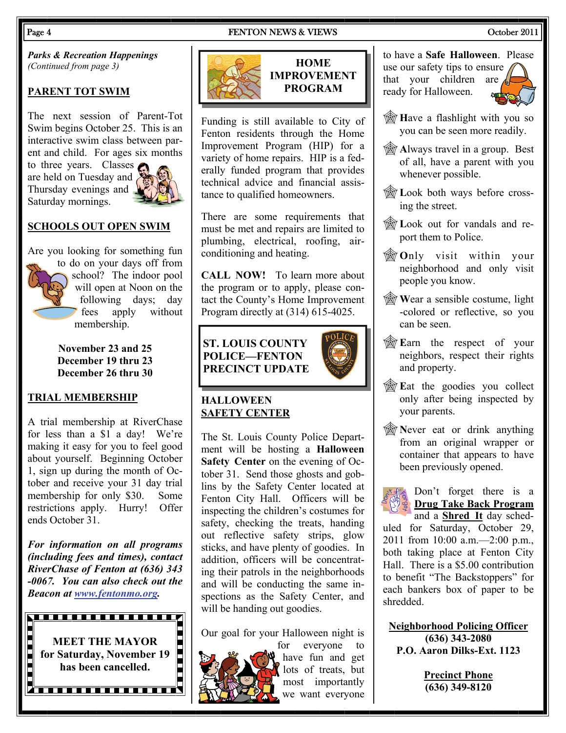*Parks & Recreation Happenings*
*(Continued from page 3)*

## PARENT TOT SWIM

The next session of Parent-Tot Swim begins October 25. This is an interactive swim class between parent and child. For ages six months to three years. Classes are held on Tuesday and Thursday evenings and Saturday mornings.

## SCHOOLS OUT OPEN SWIM

Are you looking for something fun to do on your days off from school? The indoor pool will open at Noon on the following days; day fees apply without membership.

**November 23 and 25**
**December 19 thru 23**
**December 26 thru 30**

## TRIAL MEMBERSHIP

A trial membership at RiverChase for less than a $1 a day! We're making it easy for you to feel good about yourself. Beginning October 1, sign up during the month of October and receive your 31 day trial membership for only $30. Some restrictions apply. Hurry! Offer ends October 31.

***For information on all programs (including fees and times), contact RiverChase of Fenton at (636) 343-0067. You can also check out the Beacon at www.fentonmo.org.***

**MEET THE MAYOR for Saturday, November 19 has been cancelled.**

## HOME IMPROVEMENT PROGRAM

Funding is still available to City of Fenton residents through the Home Improvement Program (HIP) for a variety of home repairs. HIP is a federally funded program that provides technical advice and financial assistance to qualified homeowners.

There are some requirements that must be met and repairs are limited to plumbing, electrical, roofing, air-conditioning and heating.

**CALL NOW!** To learn more about the program or to apply, please contact the County's Home Improvement Program directly at (314) 615-4025.

## ST. LOUIS COUNTY POLICE—FENTON PRECINCT UPDATE

### HALLOWEEN SAFETY CENTER

The St. Louis County Police Department will be hosting a **Halloween Safety Center** on the evening of October 31. Send those ghosts and goblins by the Safety Center located at Fenton City Hall. Officers will be inspecting the children's costumes for safety, checking the treats, handing out reflective safety strips, glow sticks, and have plenty of goodies. In addition, officers will be concentrating their patrols in the neighborhoods and will be conducting the same inspections as the Safety Center, and will be handing out goodies.

Our goal for your Halloween night is for everyone to have fun and get lots of treats, but most importantly we want everyone to have a **Safe Halloween**. Please use our safety tips to ensure that your children are ready for Halloween.

- **H**ave a flashlight with you so you can be seen more readily.
- **A**lways travel in a group. Best of all, have a parent with you whenever possible.
- **L**ook both ways before crossing the street.
- **L**ook out for vandals and report them to Police.
- **O**nly visit within your neighborhood and only visit people you know.
- **W**ear a sensible costume, light-colored or reflective, so you can be seen.
- **E**arn the respect of your neighbors, respect their rights and property.
- **E**at the goodies you collect only after being inspected by your parents.
- **N**ever eat or drink anything from an original wrapper or container that appears to have been previously opened.

Don't forget there is a **Drug Take Back Program** and a **Shred It** day scheduled for Saturday, October 29, 2011 from 10:00 a.m.—2:00 p.m., both taking place at Fenton City Hall. There is a $5.00 contribution to benefit "The Backstoppers" for each bankers box of paper to be shredded.

**Neighborhood Policing Officer**
**(636) 343-2080**
**P.O. Aaron Dilks-Ext. 1123**

**Precinct Phone**
**(636) 349-8120**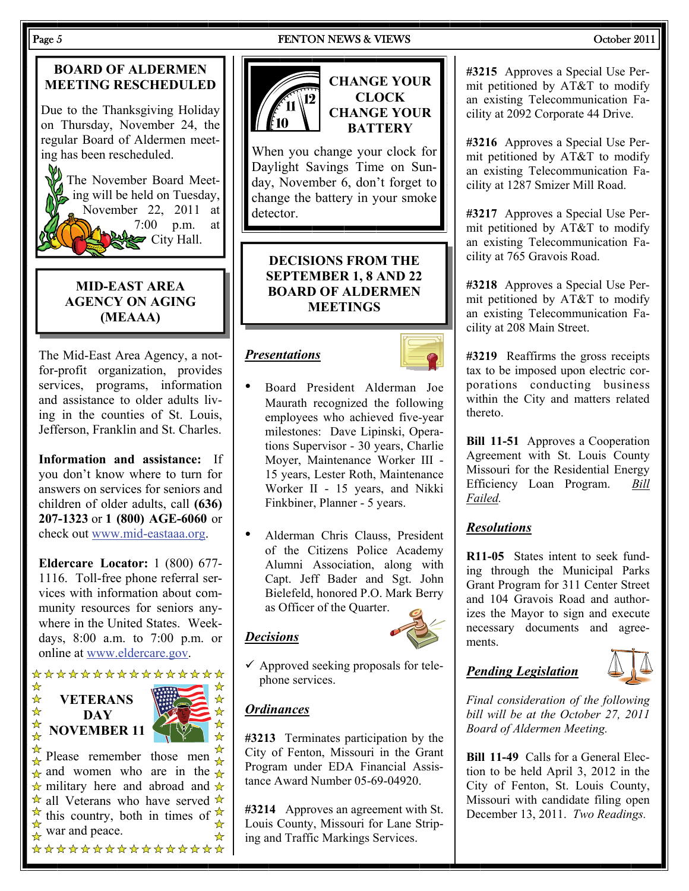## BOARD OF ALDERMEN MEETING RESCHEDULED

Due to the Thanksgiving Holiday on Thursday, November 24, the regular Board of Aldermen meeting has been rescheduled.

The November Board Meeting will be held on Tuesday, November 22, 2011 at 7:00 p.m. at City Hall.

## MID-EAST AREA AGENCY ON AGING (MEAAA)

The Mid-East Area Agency, a not-for-profit organization, provides services, programs, information and assistance to older adults living in the counties of St. Louis, Jefferson, Franklin and St. Charles.

**Information and assistance:** If you don't know where to turn for answers on services for seniors and children of older adults, call **(636) 207-1323** or **1 (800) AGE-6060** or check out www.mid-eastaaa.org.

**Eldercare Locator:** 1 (800) 677-1116. Toll-free phone referral services with information about community resources for seniors anywhere in the United States. Weekdays, 8:00 a.m. to 7:00 p.m. or online at www.eldercare.gov.

## VETERANS DAY NOVEMBER 11

Please remember those men and women who are in the military here and abroad and all Veterans who have served this country, both in times of war and peace.

## CHANGE YOUR CLOCK CHANGE YOUR BATTERY

When you change your clock for Daylight Savings Time on Sunday, November 6, don't forget to change the battery in your smoke detector.

## DECISIONS FROM THE SEPTEMBER 1, 8 AND 22 BOARD OF ALDERMEN MEETINGS

### *Presentations*

- Board President Alderman Joe Maurath recognized the following employees who achieved five-year milestones: Dave Lipinski, Operations Supervisor - 30 years, Charlie Moyer, Maintenance Worker III - 15 years, Lester Roth, Maintenance Worker II - 15 years, and Nikki Finkbiner, Planner - 5 years.
- Alderman Chris Clauss, President of the Citizens Police Academy Alumni Association, along with Capt. Jeff Bader and Sgt. John Bielefeld, honored P.O. Mark Berry as Officer of the Quarter.

### *Decisions*

- ✓ Approved seeking proposals for telephone services.

### *Ordinances*

**#3213** Terminates participation by the City of Fenton, Missouri in the Grant Program under EDA Financial Assistance Award Number 05-69-04920.

**#3214** Approves an agreement with St. Louis County, Missouri for Lane Striping and Traffic Markings Services.

**#3215** Approves a Special Use Permit petitioned by AT&T to modify an existing Telecommunication Facility at 2092 Corporate 44 Drive.

**#3216** Approves a Special Use Permit petitioned by AT&T to modify an existing Telecommunication Facility at 1287 Smizer Mill Road.

**#3217** Approves a Special Use Permit petitioned by AT&T to modify an existing Telecommunication Facility at 765 Gravois Road.

**#3218** Approves a Special Use Permit petitioned by AT&T to modify an existing Telecommunication Facility at 208 Main Street.

**#3219** Reaffirms the gross receipts tax to be imposed upon electric corporations conducting business within the City and matters related thereto.

**Bill 11-51** Approves a Cooperation Agreement with St. Louis County Missouri for the Residential Energy Efficiency Loan Program. *Bill Failed.*

### *Resolutions*

**R11-05** States intent to seek funding through the Municipal Parks Grant Program for 311 Center Street and 104 Gravois Road and authorizes the Mayor to sign and execute necessary documents and agreements.

### *Pending Legislation*

*Final consideration of the following bill will be at the October 27, 2011 Board of Aldermen Meeting.*

**Bill 11-49** Calls for a General Election to be held April 3, 2012 in the City of Fenton, St. Louis County, Missouri with candidate filing open December 13, 2011. *Two Readings.*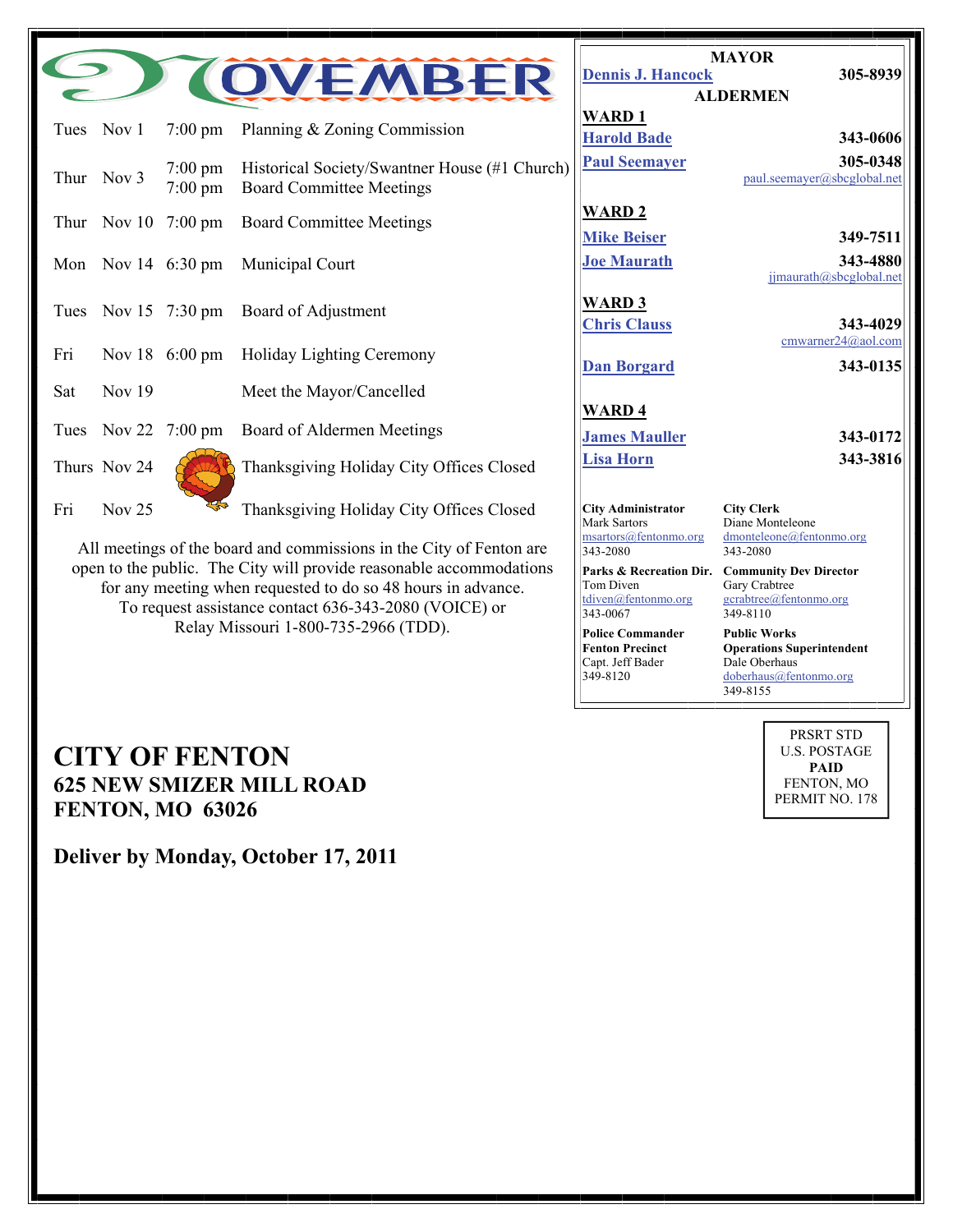# NOVEMBER

| | | | |
|---|---|---|---|
| Tues | Nov 1 | 7:00 pm | Planning & Zoning Commission |
| Thur | Nov 3 | 7:00 pm<br>7:00 pm | Historical Society/Swantner House (#1 Church)<br>Board Committee Meetings |
| Thur | Nov 10 | 7:00 pm | Board Committee Meetings |
| Mon | Nov 14 | 6:30 pm | Municipal Court |
| Tues | Nov 15 | 7:30 pm | Board of Adjustment |
| Fri | Nov 18 | 6:00 pm | Holiday Lighting Ceremony |
| Sat | Nov 19 | | Meet the Mayor/Cancelled |
| Tues | Nov 22 | 7:00 pm | Board of Aldermen Meetings |
| Thurs | Nov 24 | | Thanksgiving Holiday City Offices Closed |
| Fri | Nov 25 | | Thanksgiving Holiday City Offices Closed |

All meetings of the board and commissions in the City of Fenton are open to the public. The City will provide reasonable accommodations for any meeting when requested to do so 48 hours in advance. To request assistance contact 636-343-2080 (VOICE) or Relay Missouri 1-800-735-2966 (TDD).

**MAYOR**

**Dennis J. Hancock** 305-8939

**ALDERMEN**

**WARD 1**

**Harold Bade** 343-0606

**Paul Seemayer** 305-0348
paul.seemayer@sbcglobal.net

**WARD 2**

**Mike Beiser** 349-7511

**Joe Maurath** 343-4880
jjmaurath@sbcglobal.net

**WARD 3**

**Chris Clauss** 343-4029
cmwarner24@aol.com

**Dan Borgard** 343-0135

**WARD 4**

**James Mauller** 343-0172

**Lisa Horn** 343-3816

**City Administrator**
Mark Sartors
msartors@fentonmo.org
343-2080

**City Clerk**
Diane Monteleone
dmonteleone@fentonmo.org
343-2080

**Parks & Recreation Dir.**
Tom Diven
tdiven@fentonmo.org
343-0067

**Community Dev Director**
Gary Crabtree
gcrabtree@fentonmo.org
349-8110

**Police Commander**
**Fenton Precinct**
Capt. Jeff Bader
349-8120

**Public Works**
**Operations Superintendent**
Dale Oberhaus
doberhaus@fentonmo.org
349-8155

# CITY OF FENTON
## 625 NEW SMIZER MILL ROAD
## FENTON, MO 63026

PRSRT STD
U.S. POSTAGE
**PAID**
FENTON, MO
PERMIT NO. 178

**Deliver by Monday, October 17, 2011**